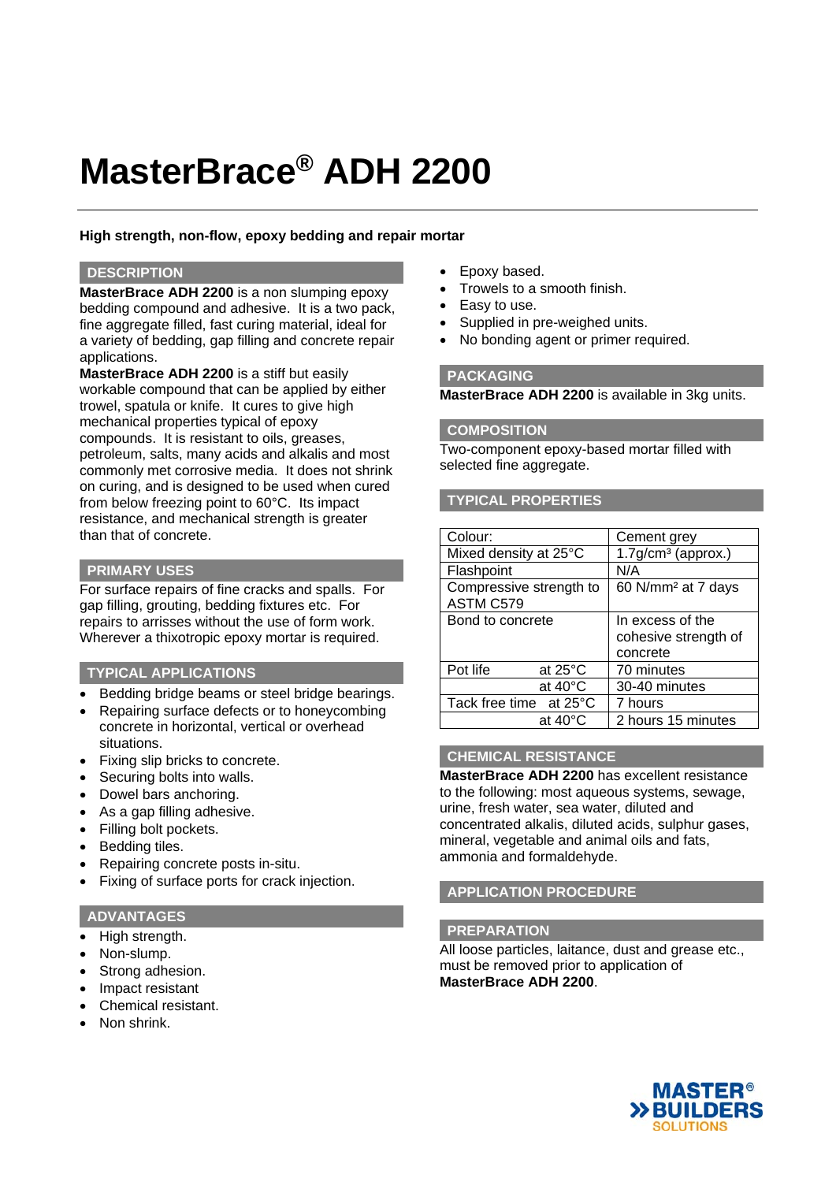# MasterBrace® ADH 2200

**High strength, non-flow, epoxy bedding and repair mortar**

## DESCRIPTION

**MasterBrace ADH 2200** is a non slumping epoxy bedding compound and adhesive. It is a two pack, fine aggregate filled, fast curing material, ideal for a variety of bedding, gap filling and concrete repair applications.

**MasterBrace ADH 2200** is a stiff but easily workable compound that can be applied by either trowel, spatula or knife. It cures to give high mechanical properties typical of epoxy compounds. It is resistant to oils, greases, petroleum, salts, many acids and alkalis and most commonly met corrosive media. It does not shrink on curing, and is designed to be used when cured from below freezing point to 60°C. Its impact resistance, and mechanical strength is greater than that of concrete.

## PRIMARY USES

For surface repairs of fine cracks and spalls. For gap filling, grouting, bedding fixtures etc. For repairs to arrisses without the use of form work. Wherever a thixotropic epoxy mortar is required.

## TYPICAL APPLICATIONS

- Bedding bridge beams or steel bridge bearings.
- Repairing surface defects or to honeycombing concrete in horizontal, vertical or overhead situations.
- Fixing slip bricks to concrete.
- Securing bolts into walls.
- Dowel bars anchoring.
- As a gap filling adhesive.
- Filling bolt pockets.
- Bedding tiles.
- Repairing concrete posts in-situ.
- Fixing of surface ports for crack injection.

## ADVANTAGES

- High strength.
- Non-slump.
- Strong adhesion.
- Impact resistant
- Chemical resistant.
- Non shrink.
- Epoxy based.
- Trowels to a smooth finish.
- Easy to use.
- Supplied in pre-weighed units.
- No bonding agent or primer required.

## PACKAGING

**MasterBrace ADH 2200** is available in 3kg units.

## COMPOSITION

Two-component epoxy-based mortar filled with selected fine aggregate.

## TYPICAL PROPERTIES

| Property | Value |
|---|---|
| Colour: | Cement grey |
| Mixed density at 25°C | 1.7g/cm³ (approx.) |
| Flashpoint | N/A |
| Compressive strength to ASTM C579 | 60 N/mm² at 7 days |
| Bond to concrete | In excess of the cohesive strength of concrete |
| Pot life at 25°C | 70 minutes |
| at 40°C | 30-40 minutes |
| Tack free time at 25°C | 7 hours |
| at 40°C | 2 hours 15 minutes |

## CHEMICAL RESISTANCE

**MasterBrace ADH 2200** has excellent resistance to the following: most aqueous systems, sewage, urine, fresh water, sea water, diluted and concentrated alkalis, diluted acids, sulphur gases, mineral, vegetable and animal oils and fats, ammonia and formaldehyde.

## APPLICATION PROCEDURE

## PREPARATION

All loose particles, laitance, dust and grease etc., must be removed prior to application of **MasterBrace ADH 2200**.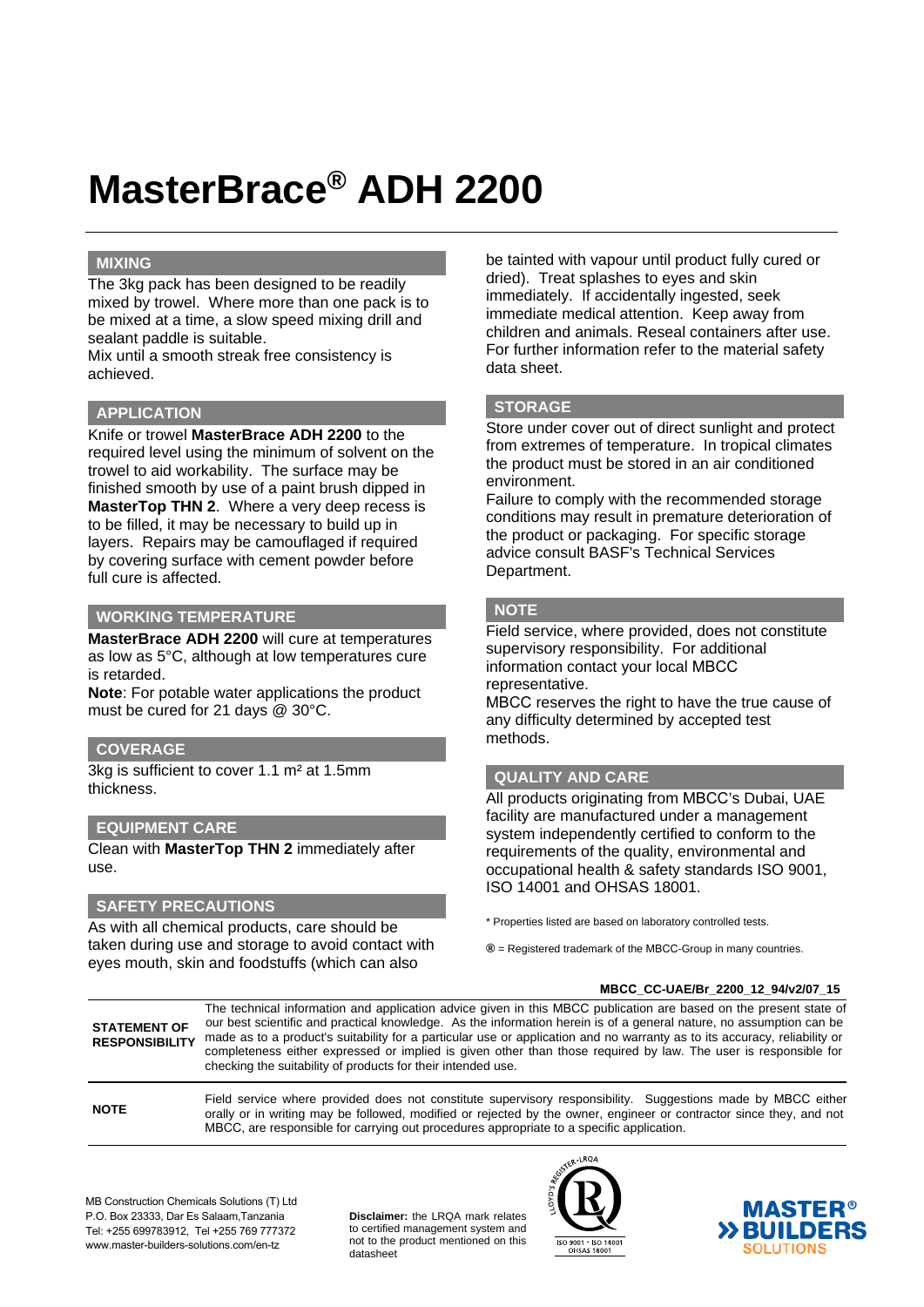# MasterBrace® ADH 2200

## MIXING

The 3kg pack has been designed to be readily mixed by trowel. Where more than one pack is to be mixed at a time, a slow speed mixing drill and sealant paddle is suitable.
Mix until a smooth streak free consistency is achieved.

## APPLICATION

Knife or trowel **MasterBrace ADH 2200** to the required level using the minimum of solvent on the trowel to aid workability. The surface may be finished smooth by use of a paint brush dipped in **MasterTop THN 2**. Where a very deep recess is to be filled, it may be necessary to build up in layers. Repairs may be camouflaged if required by covering surface with cement powder before full cure is affected.

## WORKING TEMPERATURE

**MasterBrace ADH 2200** will cure at temperatures as low as 5°C, although at low temperatures cure is retarded.
**Note**: For potable water applications the product must be cured for 21 days @ 30°C.

## COVERAGE

3kg is sufficient to cover 1.1 m² at 1.5mm thickness.

## EQUIPMENT CARE

Clean with **MasterTop THN 2** immediately after use.

## SAFETY PRECAUTIONS

As with all chemical products, care should be taken during use and storage to avoid contact with eyes mouth, skin and foodstuffs (which can also be tainted with vapour until product fully cured or dried). Treat splashes to eyes and skin immediately. If accidentally ingested, seek immediate medical attention. Keep away from children and animals. Reseal containers after use. For further information refer to the material safety data sheet.

## STORAGE

Store under cover out of direct sunlight and protect from extremes of temperature. In tropical climates the product must be stored in an air conditioned environment.
Failure to comply with the recommended storage conditions may result in premature deterioration of the product or packaging. For specific storage advice consult BASF's Technical Services Department.

## NOTE

Field service, where provided, does not constitute supervisory responsibility. For additional information contact your local MBCC representative.
MBCC reserves the right to have the true cause of any difficulty determined by accepted test methods.

## QUALITY AND CARE

All products originating from MBCC's Dubai, UAE facility are manufactured under a management system independently certified to conform to the requirements of the quality, environmental and occupational health & safety standards ISO 9001, ISO 14001 and OHSAS 18001.

\* Properties listed are based on laboratory controlled tests.

® = Registered trademark of the MBCC-Group in many countries.

**MBCC_CC-UAE/Br_2200_12_94/v2/07_15**

**STATEMENT OF RESPONSIBILITY** The technical information and application advice given in this MBCC publication are based on the present state of our best scientific and practical knowledge. As the information herein is of a general nature, no assumption can be made as to a product's suitability for a particular use or application and no warranty as to its accuracy, reliability or completeness either expressed or implied is given other than those required by law. The user is responsible for checking the suitability of products for their intended use.

**NOTE** Field service where provided does not constitute supervisory responsibility. Suggestions made by MBCC either orally or in writing may be followed, modified or rejected by the owner, engineer or contractor since they, and not MBCC, are responsible for carrying out procedures appropriate to a specific application.

MB Construction Chemicals Solutions (T) Ltd
P.O. Box 23333, Dar Es Salaam,Tanzania
Tel: +255 699783912, Tel +255 769 777372
www.master-builders-solutions.com/en-tz

**Disclaimer:** the LRQA mark relates to certified management system and not to the product mentioned on this datasheet

ISO 9001 - ISO 14001
OHSAS 18001

MASTER® BUILDERS SOLUTIONS